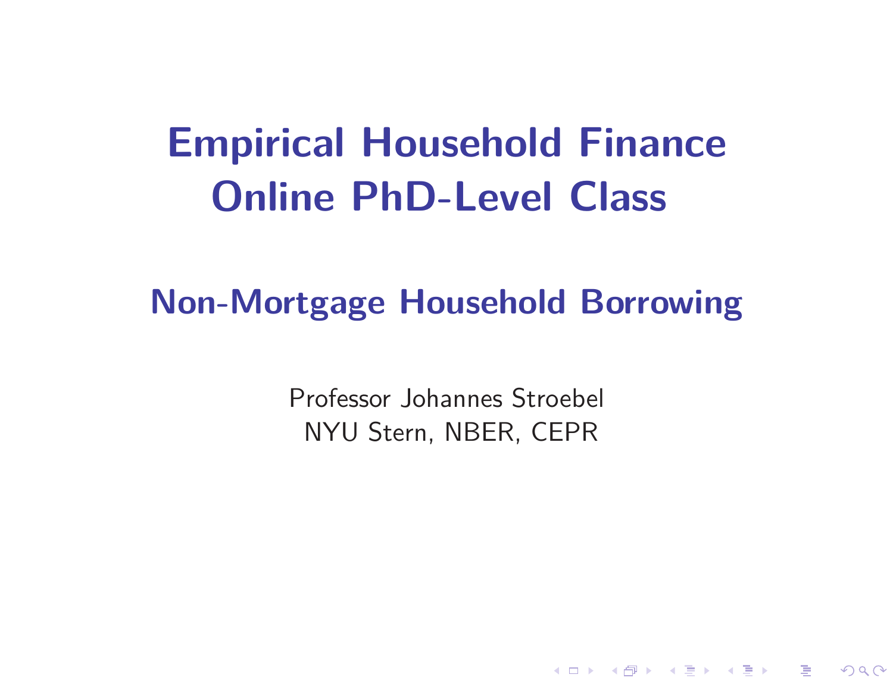# Empirical Household Finance Online PhD-Level Class

## Non-Mortgage Household Borrowing

Professor Johannes Stroebel
NYU Stern, NBER, CEPR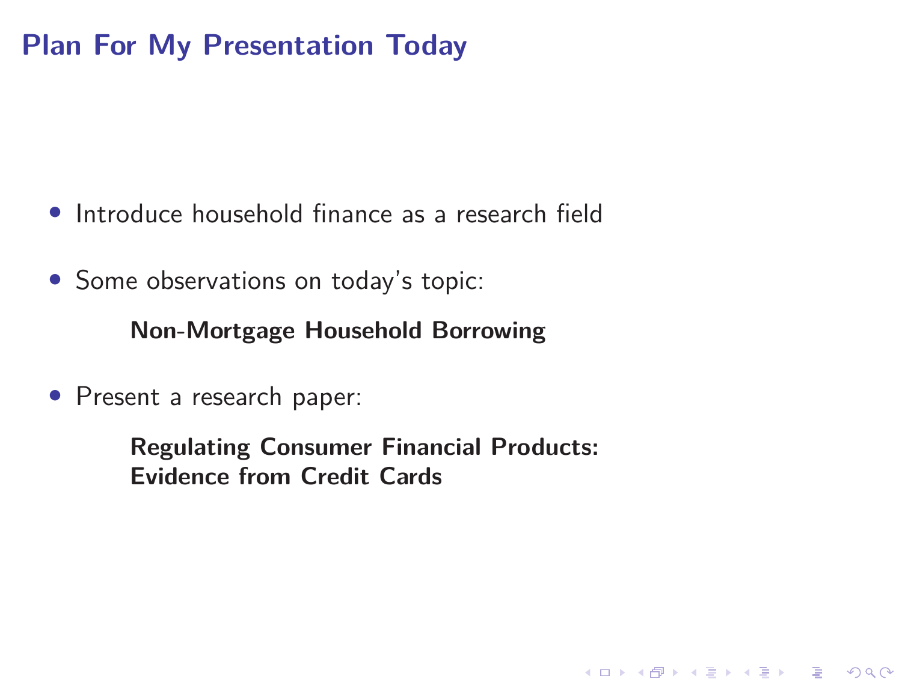# Plan For My Presentation Today

- Introduce household finance as a research field

- Some observations on today's topic:

  **Non-Mortgage Household Borrowing**

- Present a research paper:

  **Regulating Consumer Financial Products: Evidence from Credit Cards**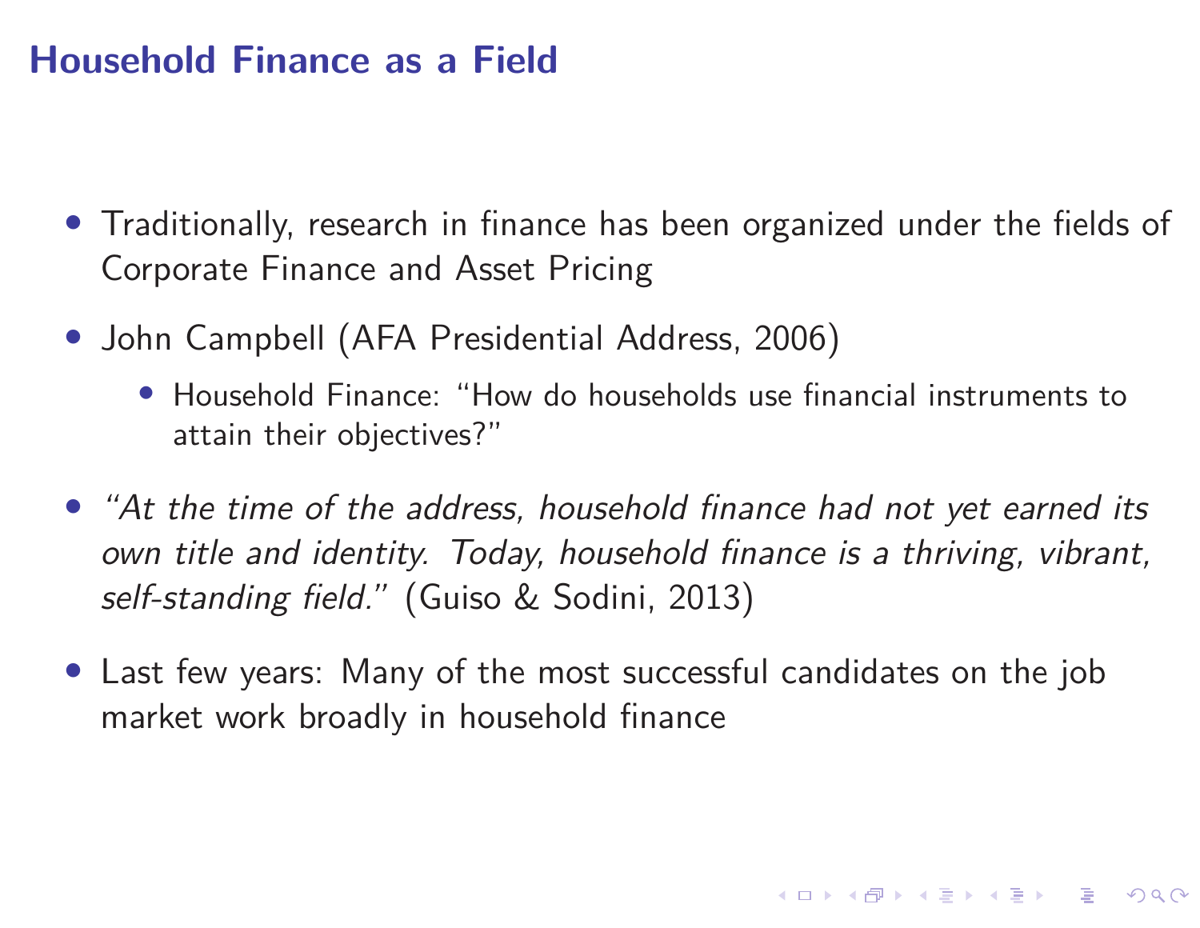# Household Finance as a Field

- Traditionally, research in finance has been organized under the fields of Corporate Finance and Asset Pricing
- John Campbell (AFA Presidential Address, 2006)
  - Household Finance: "How do households use financial instruments to attain their objectives?"
- *"At the time of the address, household finance had not yet earned its own title and identity. Today, household finance is a thriving, vibrant, self-standing field."* (Guiso & Sodini, 2013)
- Last few years: Many of the most successful candidates on the job market work broadly in household finance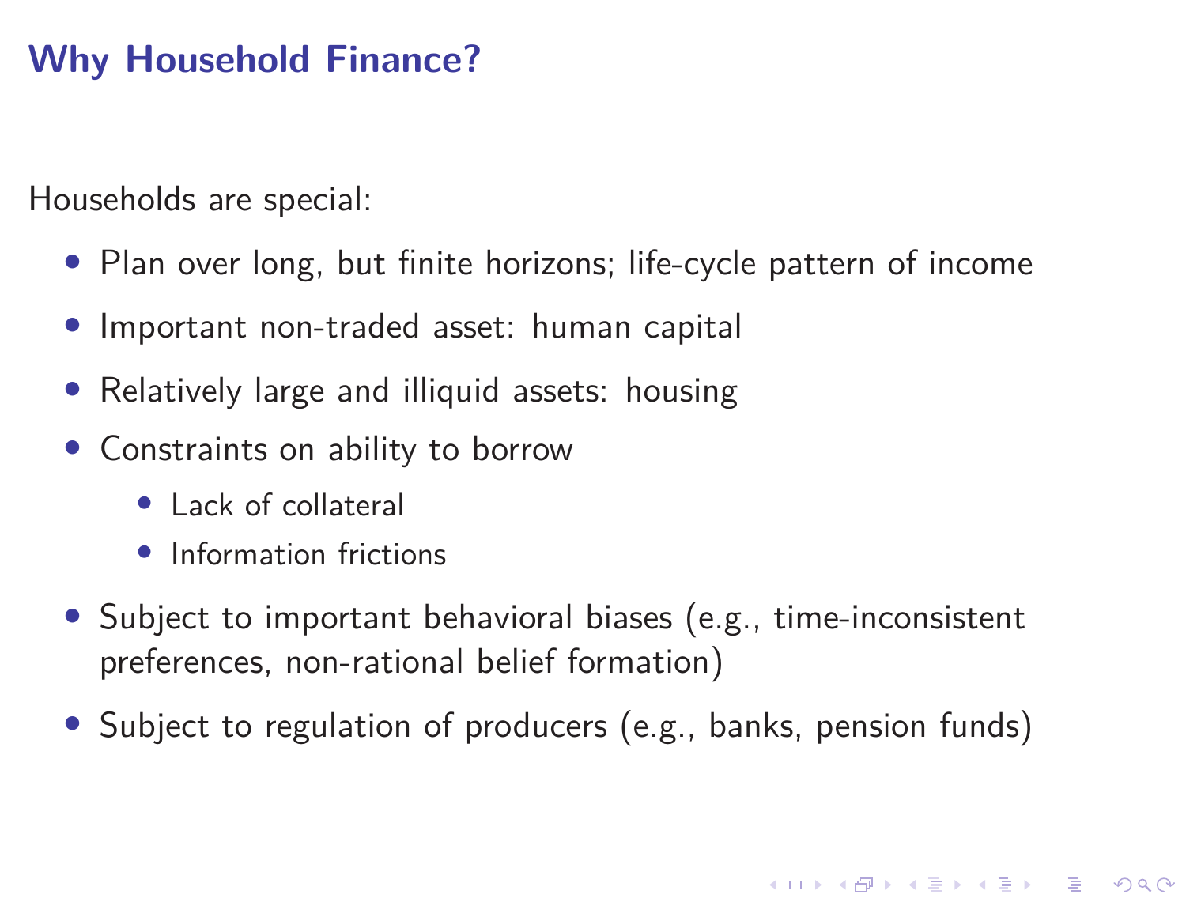# Why Household Finance?

Households are special:

- Plan over long, but finite horizons; life-cycle pattern of income
- Important non-traded asset: human capital
- Relatively large and illiquid assets: housing
- Constraints on ability to borrow
  - Lack of collateral
  - Information frictions
- Subject to important behavioral biases (e.g., time-inconsistent preferences, non-rational belief formation)
- Subject to regulation of producers (e.g., banks, pension funds)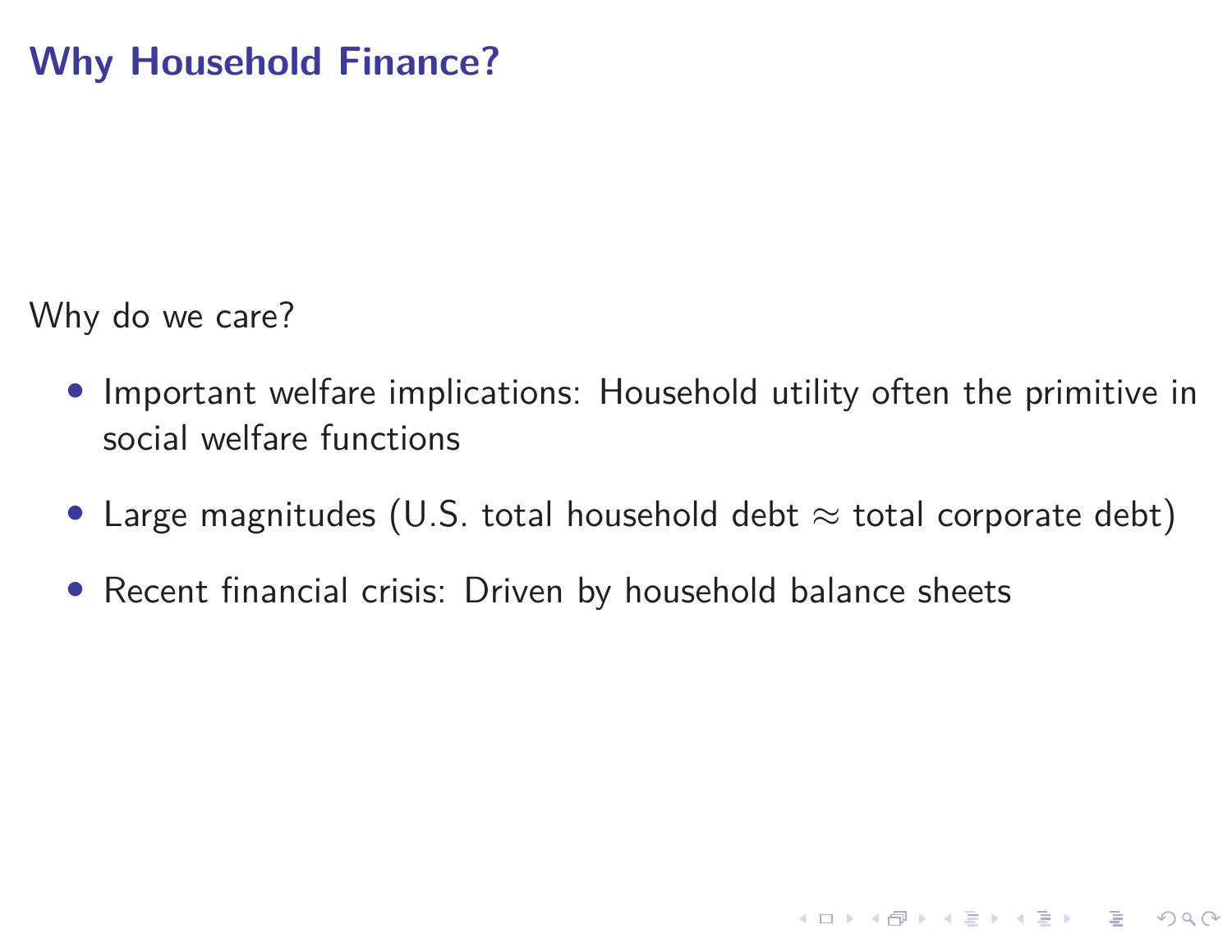# Why Household Finance?

Why do we care?

- Important welfare implications: Household utility often the primitive in social welfare functions
- Large magnitudes (U.S. total household debt $\approx$ total corporate debt)
- Recent financial crisis: Driven by household balance sheets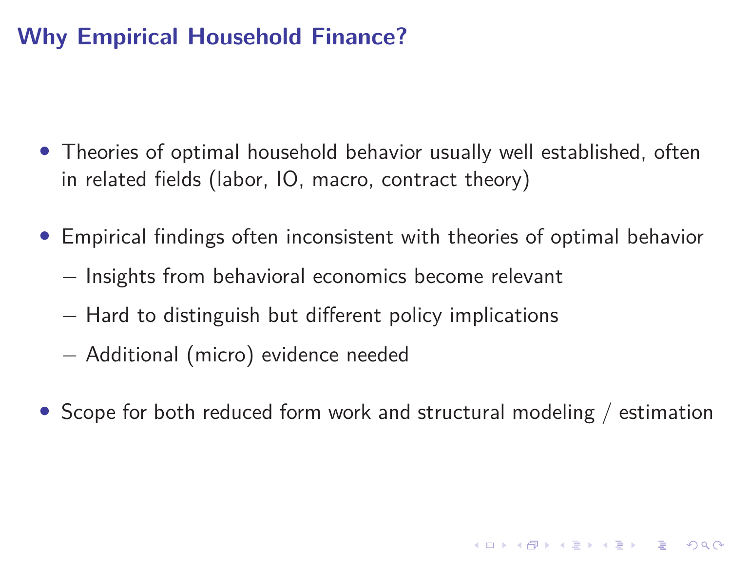## Why Empirical Household Finance?

- Theories of optimal household behavior usually well established, often in related fields (labor, IO, macro, contract theory)
- Empirical findings often inconsistent with theories of optimal behavior
  - Insights from behavioral economics become relevant
  - Hard to distinguish but different policy implications
  - Additional (micro) evidence needed
- Scope for both reduced form work and structural modeling / estimation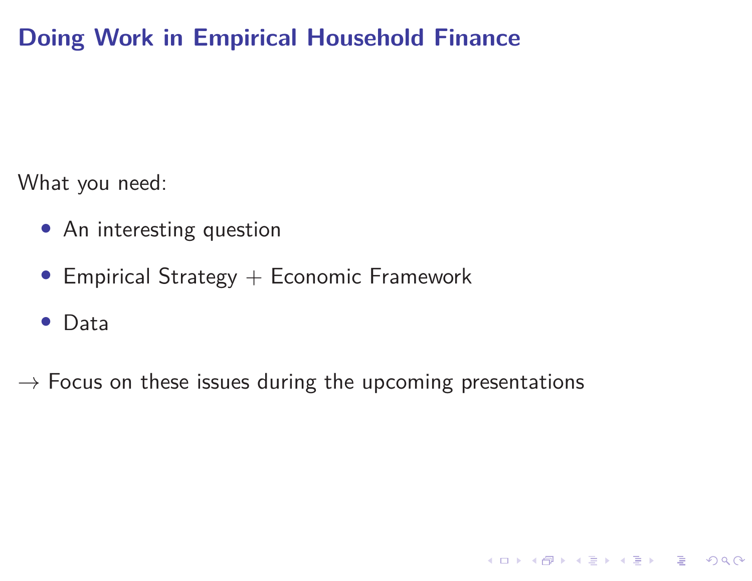# Doing Work in Empirical Household Finance

What you need:

- An interesting question
- Empirical Strategy + Economic Framework
- Data

→ Focus on these issues during the upcoming presentations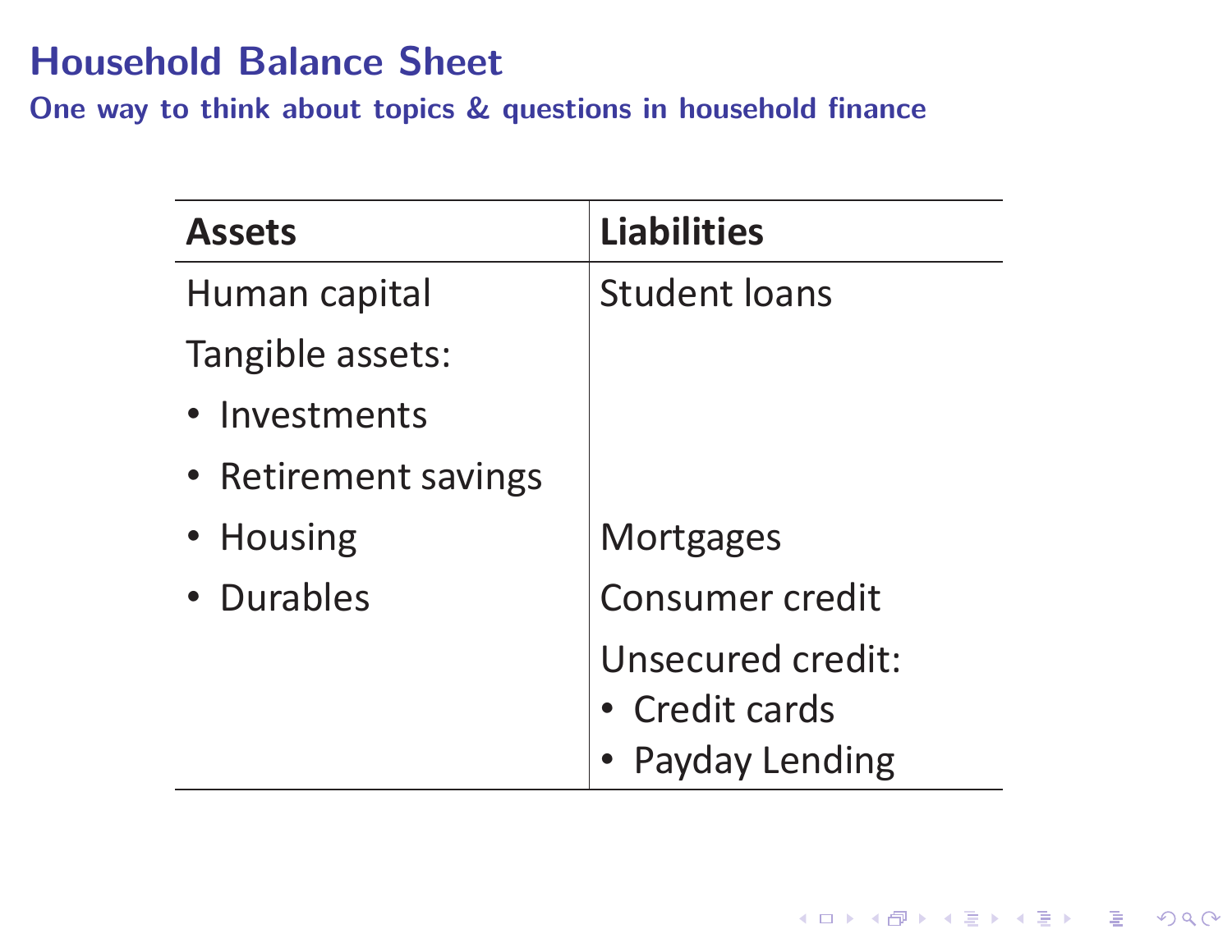# Household Balance Sheet

## One way to think about topics & questions in household finance

| **Assets** | **Liabilities** |
| --- | --- |
| Human capital | Student loans |
| Tangible assets: | |
| • Investments | |
| • Retirement savings | |
| • Housing | Mortgages |
| • Durables | Consumer credit |
| | Unsecured credit:<br>• Credit cards<br>• Payday Lending |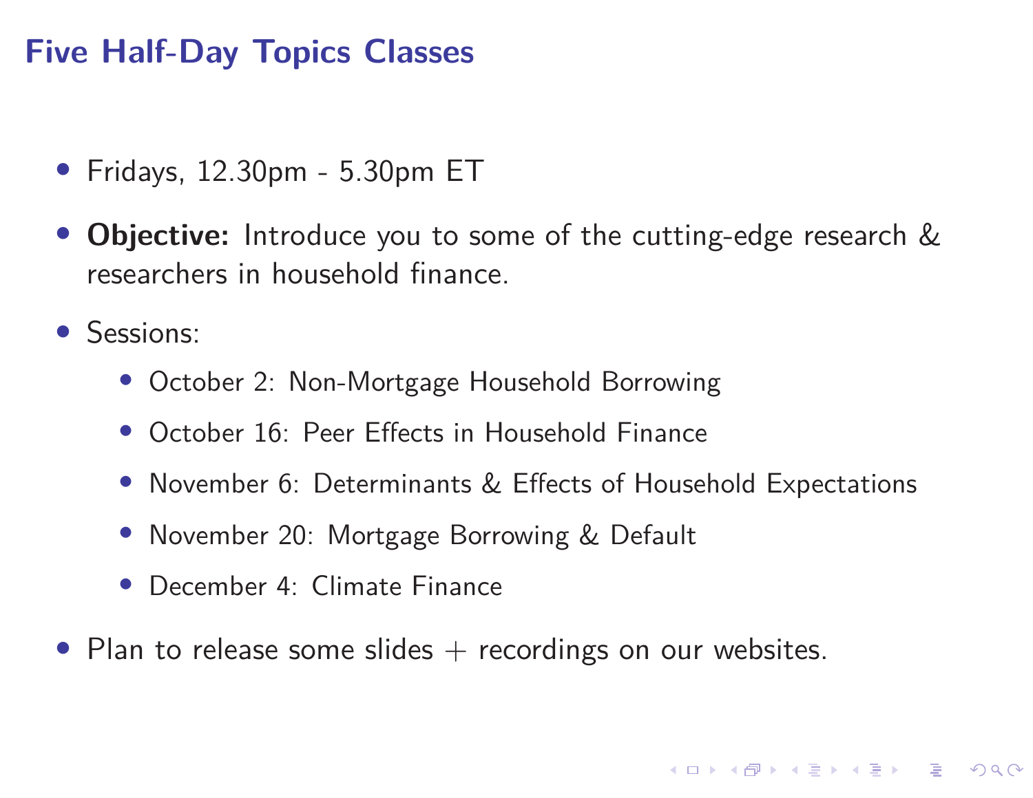## Five Half-Day Topics Classes

- Fridays, 12.30pm - 5.30pm ET
- **Objective:** Introduce you to some of the cutting-edge research & researchers in household finance.
- Sessions:
  - October 2: Non-Mortgage Household Borrowing
  - October 16: Peer Effects in Household Finance
  - November 6: Determinants & Effects of Household Expectations
  - November 20: Mortgage Borrowing & Default
  - December 4: Climate Finance
- Plan to release some slides + recordings on our websites.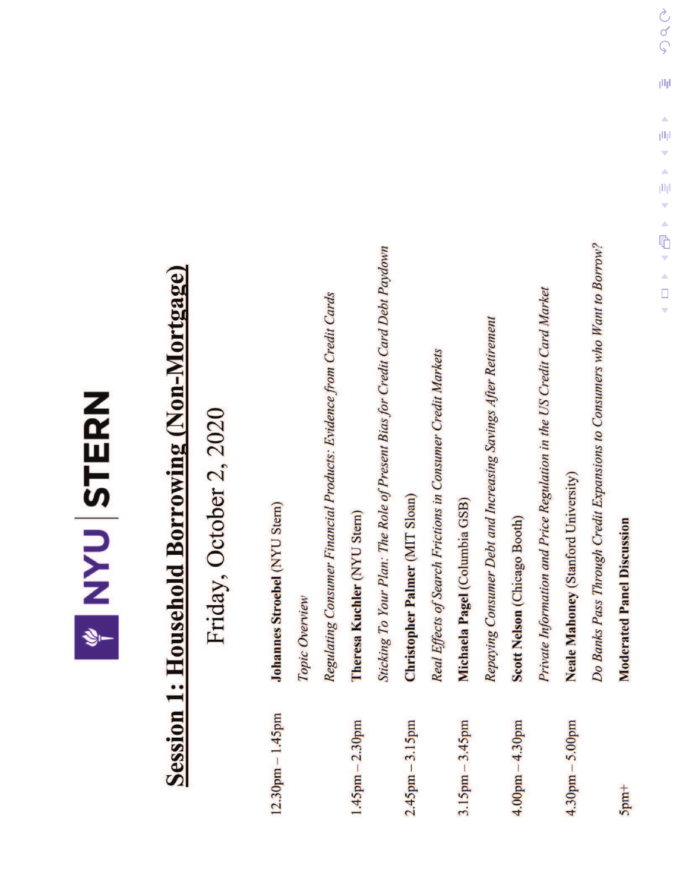NYU | STERN

# Session 1: Household Borrowing (Non-Mortgage)

## Friday, October 2, 2020

| Time | Session |
|---|---|
| 12.30pm – 1.45pm | **Johannes Stroebel** (NYU Stern)<br>*Topic Overview*<br>*Regulating Consumer Financial Products: Evidence from Credit Cards* |
| 1.45pm – 2.30pm | **Theresa Kuchler** (NYU Stern)<br>*Sticking To Your Plan: The Role of Present Bias for Credit Card Debt Paydown* |
| 2.45pm – 3.15pm | **Christopher Palmer** (MIT Sloan)<br>*Real Effects of Search Frictions in Consumer Credit Markets* |
| 3.15pm – 3.45pm | **Michaela Pagel** (Columbia GSB)<br>*Repaying Consumer Debt and Increasing Savings After Retirement* |
| 4.00pm – 4.30pm | **Scott Nelson** (Chicago Booth)<br>*Private Information and Price Regulation in the US Credit Card Market* |
| 4.30pm – 5.00pm | **Neale Mahoney** (Stanford University)<br>*Do Banks Pass Through Credit Expansions to Consumers who Want to Borrow?* |
| 5pm+ | **Moderated Panel Discussion** |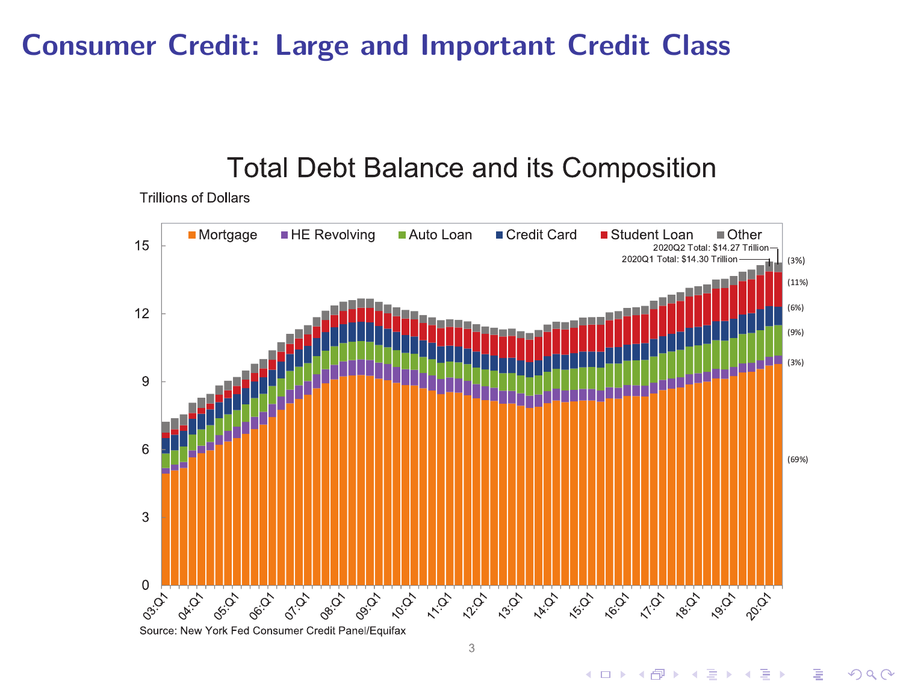# Consumer Credit: Large and Important Credit Class

## Total Debt Balance and its Composition

Trillions of Dollars

Legend: Mortgage, HE Revolving, Auto Loan, Credit Card, Student Loan, Other

2020Q2 Total: $14.27 Trillion

2020Q1 Total: $14.30 Trillion

Composition (2020Q2): Other (3%), Student Loan (11%), Credit Card (6%), Auto Loan (9%), HE Revolving (3%), Mortgage (69%)

Y-axis: 0, 3, 6, 9, 12, 15

X-axis: 03:Q1, 04:Q1, 05:Q1, 06:Q1, 07:Q1, 08:Q1, 09:Q1, 10:Q1, 11:Q1, 12:Q1, 13:Q1, 14:Q1, 15:Q1, 16:Q1, 17:Q1, 18:Q1, 19:Q1, 20:Q1

Source: New York Fed Consumer Credit Panel/Equifax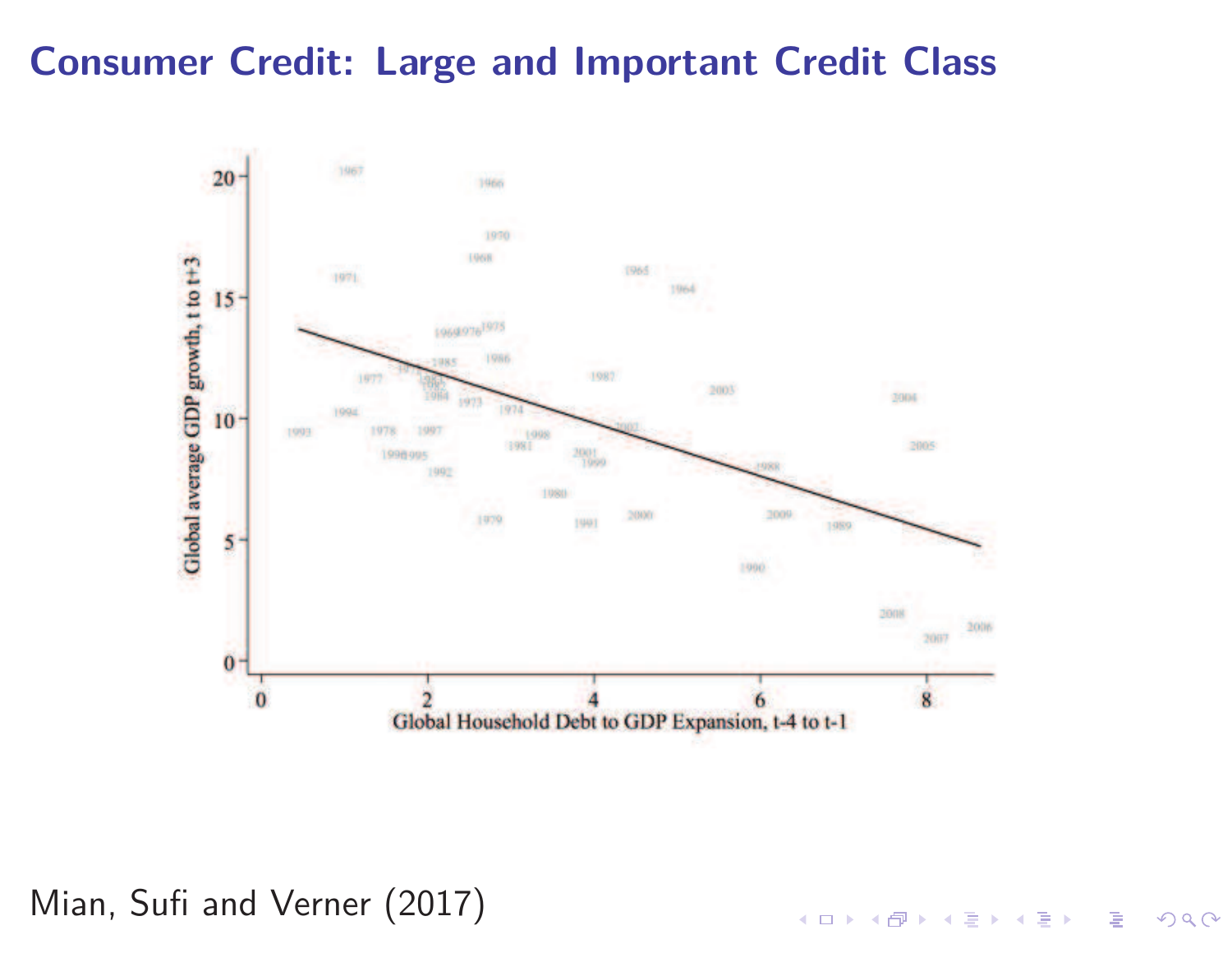# Consumer Credit: Large and Important Credit Class

Mian, Sufi and Verner (2017)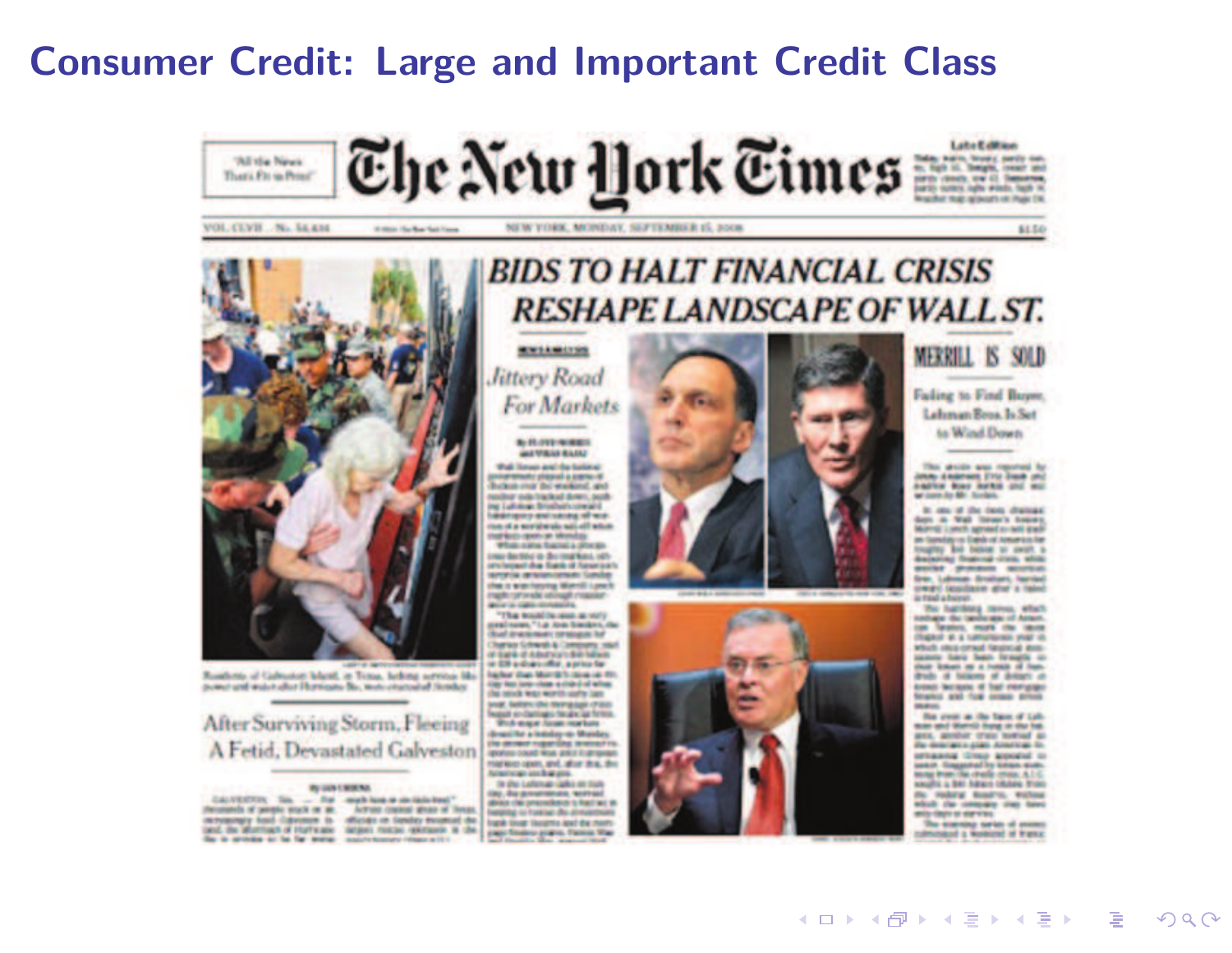# Consumer Credit: Large and Important Credit Class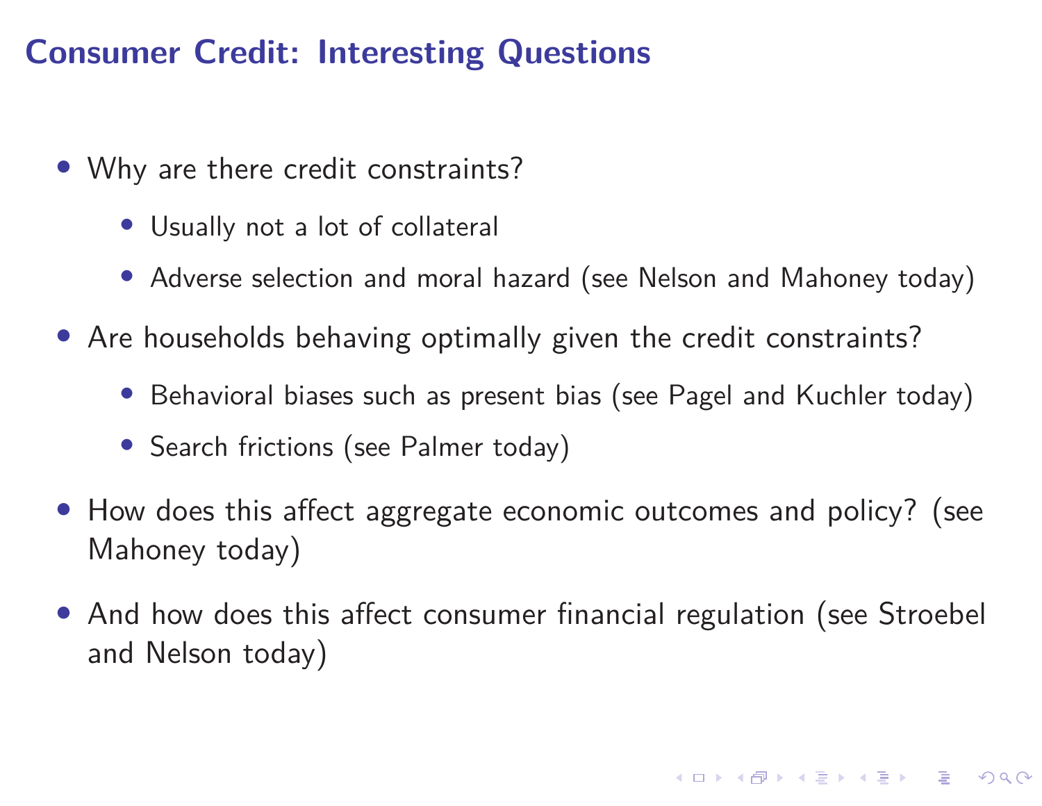# Consumer Credit: Interesting Questions

- Why are there credit constraints?
  - Usually not a lot of collateral
  - Adverse selection and moral hazard (see Nelson and Mahoney today)
- Are households behaving optimally given the credit constraints?
  - Behavioral biases such as present bias (see Pagel and Kuchler today)
  - Search frictions (see Palmer today)
- How does this affect aggregate economic outcomes and policy? (see Mahoney today)
- And how does this affect consumer financial regulation (see Stroebel and Nelson today)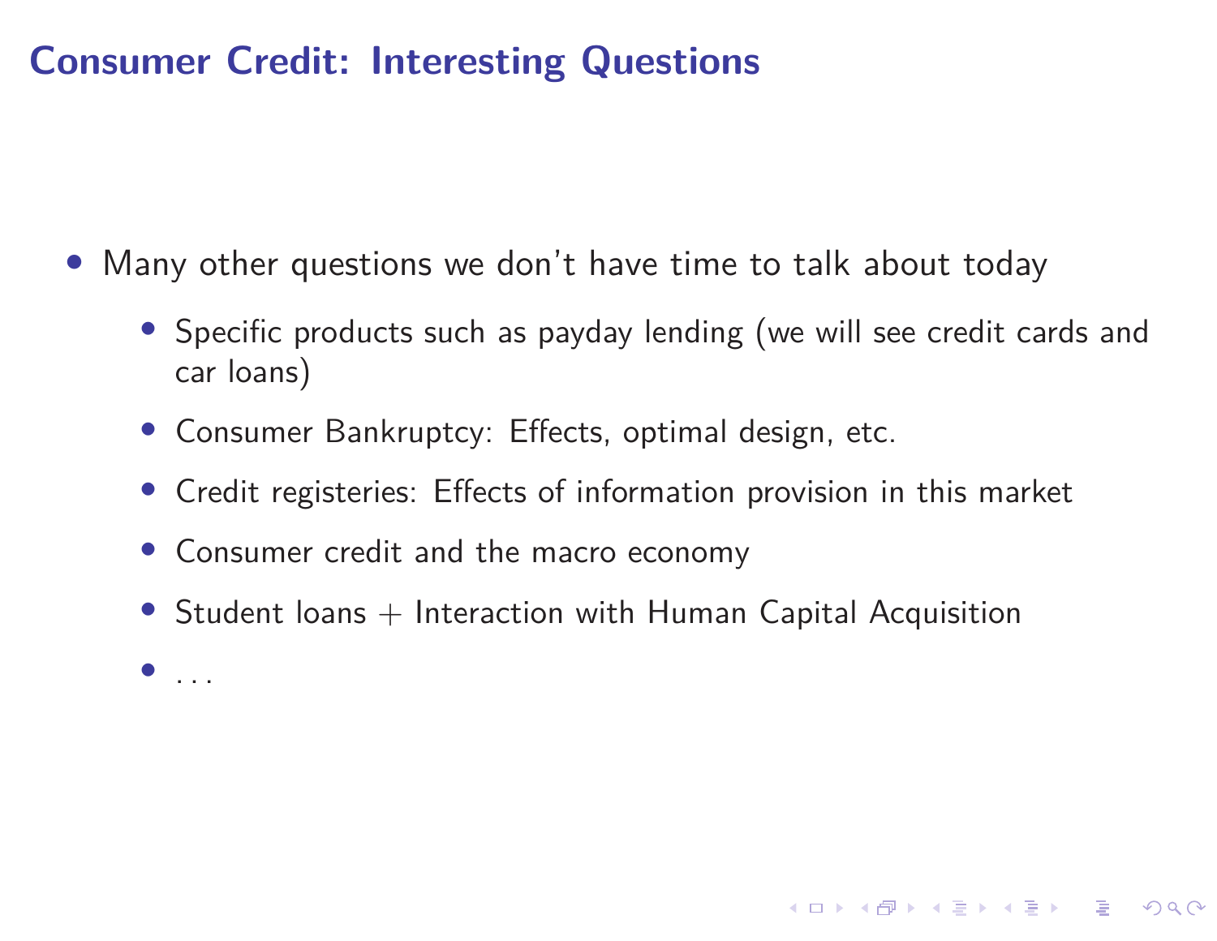# Consumer Credit: Interesting Questions

- Many other questions we don't have time to talk about today
  - Specific products such as payday lending (we will see credit cards and car loans)
  - Consumer Bankruptcy: Effects, optimal design, etc.
  - Credit registeries: Effects of information provision in this market
  - Consumer credit and the macro economy
  - Student loans + Interaction with Human Capital Acquisition
  - ...